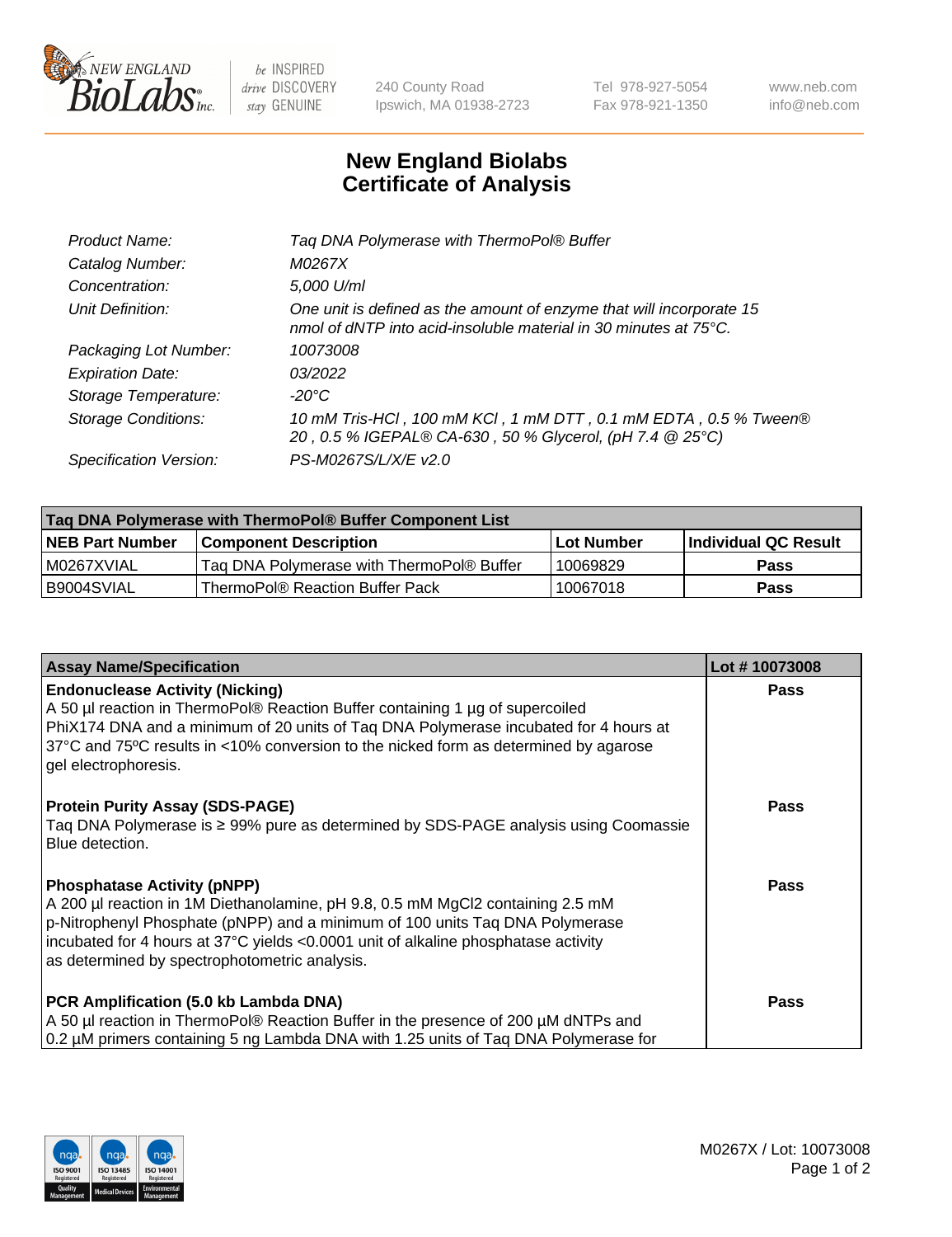New England BioLabs Inc. — be INSPIRED drive DISCOVERY stay GENUINE

240 County Road
Ipswich, MA 01938-2723

Tel 978-927-5054
Fax 978-921-1350

www.neb.com
info@neb.com

# New England Biolabs Certificate of Analysis

| | |
|---|---|
| *Product Name:* | *Taq DNA Polymerase with ThermoPol® Buffer* |
| *Catalog Number:* | *M0267X* |
| *Concentration:* | *5,000 U/ml* |
| *Unit Definition:* | *One unit is defined as the amount of enzyme that will incorporate 15 nmol of dNTP into acid-insoluble material in 30 minutes at 75°C.* |
| *Packaging Lot Number:* | *10073008* |
| *Expiration Date:* | *03/2022* |
| *Storage Temperature:* | *-20°C* |
| *Storage Conditions:* | *10 mM Tris-HCl , 100 mM KCl , 1 mM DTT , 0.1 mM EDTA , 0.5 % Tween® 20 , 0.5 % IGEPAL® CA-630 , 50 % Glycerol, (pH 7.4 @ 25°C)* |
| *Specification Version:* | *PS-M0267S/L/X/E v2.0* |

| Taq DNA Polymerase with ThermoPol® Buffer Component List | | | |
|---|---|---|---|
| **NEB Part Number** | **Component Description** | **Lot Number** | **Individual QC Result** |
| M0267XVIAL | Taq DNA Polymerase with ThermoPol® Buffer | 10069829 | **Pass** |
| B9004SVIAL | ThermoPol® Reaction Buffer Pack | 10067018 | **Pass** |

| Assay Name/Specification | Lot # 10073008 |
|---|---|
| **Endonuclease Activity (Nicking)**<br>A 50 µl reaction in ThermoPol® Reaction Buffer containing 1 µg of supercoiled PhiX174 DNA and a minimum of 20 units of Taq DNA Polymerase incubated for 4 hours at 37ºC and 75ºC results in <10% conversion to the nicked form as determined by agarose gel electrophoresis. | **Pass** |
| **Protein Purity Assay (SDS-PAGE)**<br>Taq DNA Polymerase is ≥ 99% pure as determined by SDS-PAGE analysis using Coomassie Blue detection. | **Pass** |
| **Phosphatase Activity (pNPP)**<br>A 200 µl reaction in 1M Diethanolamine, pH 9.8, 0.5 mM $MgCl_2$ containing 2.5 mM p-Nitrophenyl Phosphate (pNPP) and a minimum of 100 units Taq DNA Polymerase incubated for 4 hours at 37°C yields <0.0001 unit of alkaline phosphatase activity as determined by spectrophotometric analysis. | **Pass** |
| **PCR Amplification (5.0 kb Lambda DNA)**<br>A 50 µl reaction in ThermoPol® Reaction Buffer in the presence of 200 µM dNTPs and 0.2 µM primers containing 5 ng Lambda DNA with 1.25 units of Taq DNA Polymerase for | **Pass** |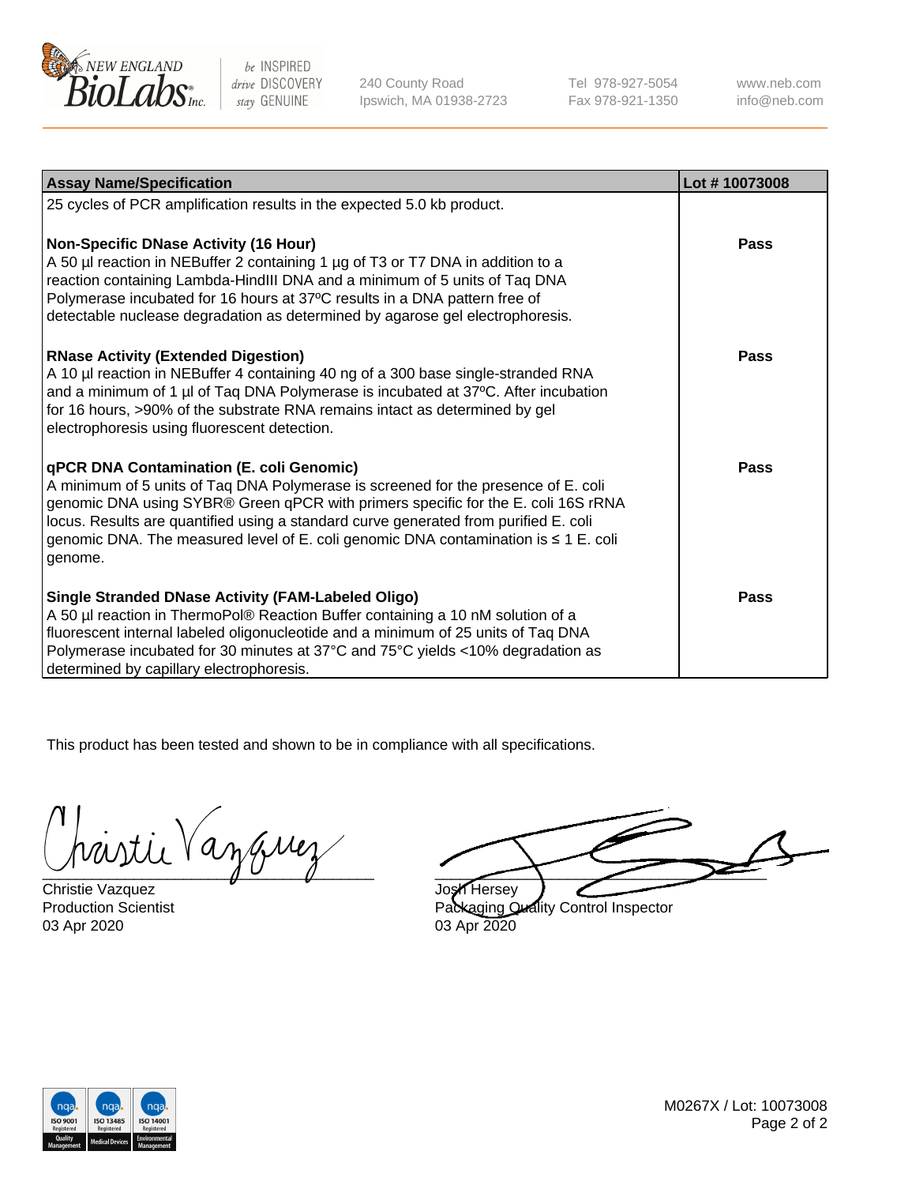| Assay Name/Specification | Lot # 10073008 |
|---|---|
| 25 cycles of PCR amplification results in the expected 5.0 kb product. | |
| **Non-Specific DNase Activity (16 Hour)**<br>A 50 µl reaction in NEBuffer 2 containing 1 µg of T3 or T7 DNA in addition to a reaction containing Lambda-HindIII DNA and a minimum of 5 units of Taq DNA Polymerase incubated for 16 hours at 37ºC results in a DNA pattern free of detectable nuclease degradation as determined by agarose gel electrophoresis. | **Pass** |
| **RNase Activity (Extended Digestion)**<br>A 10 µl reaction in NEBuffer 4 containing 40 ng of a 300 base single-stranded RNA and a minimum of 1 µl of Taq DNA Polymerase is incubated at 37ºC. After incubation for 16 hours, >90% of the substrate RNA remains intact as determined by gel electrophoresis using fluorescent detection. | **Pass** |
| **qPCR DNA Contamination (E. coli Genomic)**<br>A minimum of 5 units of Taq DNA Polymerase is screened for the presence of E. coli genomic DNA using SYBR® Green qPCR with primers specific for the E. coli 16S rRNA locus. Results are quantified using a standard curve generated from purified E. coli genomic DNA. The measured level of E. coli genomic DNA contamination is ≤ 1 E. coli genome. | **Pass** |
| **Single Stranded DNase Activity (FAM-Labeled Oligo)**<br>A 50 µl reaction in ThermoPol® Reaction Buffer containing a 10 nM solution of a fluorescent internal labeled oligonucleotide and a minimum of 25 units of Taq DNA Polymerase incubated for 30 minutes at 37°C and 75°C yields <10% degradation as determined by capillary electrophoresis. | **Pass** |

This product has been tested and shown to be in compliance with all specifications.

Christie Vazquez
Production Scientist
03 Apr 2020

Josh Hersey
Packaging Quality Control Inspector
03 Apr 2020

M0267X / Lot: 10073008